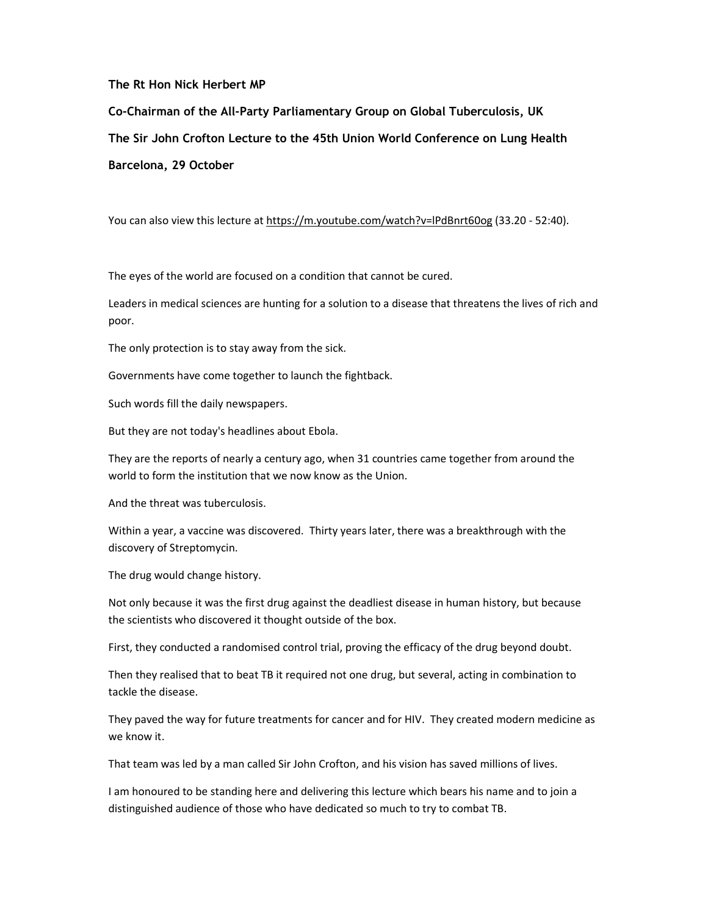**The Rt Hon Nick Herbert MP**

**Co-Chairman of the All-Party Parliamentary Group on Global Tuberculosis, UK**

**The Sir John Crofton Lecture to the 45th Union World Conference on Lung Health**

**Barcelona, 29 October**

You can also view this lecture at [https://m.youtube.com/watch?v=lPdBnrt60og](https://m.youtube.com/watch?v=lPdBnrt60og) (33.20 - 52:40).

The eyes of the world are focused on a condition that cannot be cured.

Leaders in medical sciences are hunting for a solution to a disease that threatens the lives of rich and poor.

The only protection is to stay away from the sick.

Governments have come together to launch the fightback.

Such words fill the daily newspapers.

But they are not today's headlines about Ebola.

They are the reports of nearly a century ago, when 31 countries came together from around the world to form the institution that we now know as the Union.

And the threat was tuberculosis.

Within a year, a vaccine was discovered. Thirty years later, there was a breakthrough with the discovery of Streptomycin.

The drug would change history.

Not only because it was the first drug against the deadliest disease in human history, but because the scientists who discovered it thought outside of the box.

First, they conducted a randomised control trial, proving the efficacy of the drug beyond doubt.

Then they realised that to beat TB it required not one drug, but several, acting in combination to tackle the disease.

They paved the way for future treatments for cancer and for HIV. They created modern medicine as we know it.

That team was led by a man called Sir John Crofton, and his vision has saved millions of lives.

I am honoured to be standing here and delivering this lecture which bears his name and to join a distinguished audience of those who have dedicated so much to try to combat TB.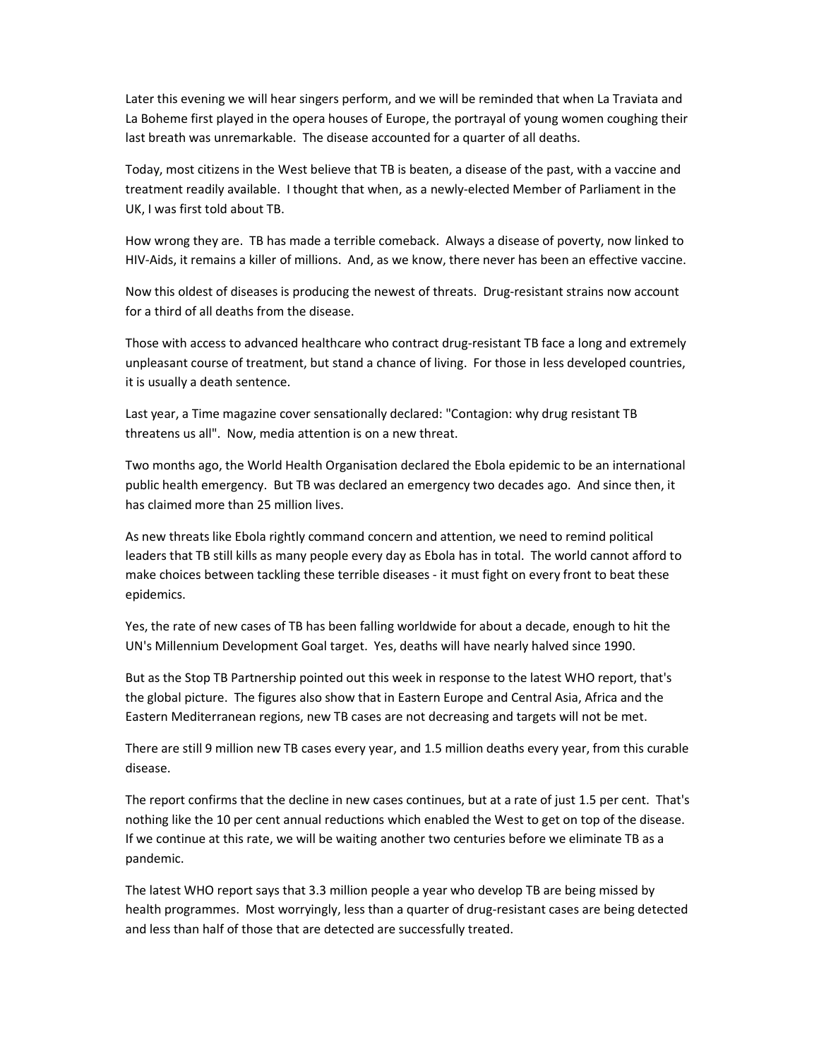Later this evening we will hear singers perform, and we will be reminded that when La Traviata and La Boheme first played in the opera houses of Europe, the portrayal of young women coughing their last breath was unremarkable. The disease accounted for a quarter of all deaths.

Today, most citizens in the West believe that TB is beaten, a disease of the past, with a vaccine and treatment readily available. I thought that when, as a newly-elected Member of Parliament in the UK, I was first told about TB.

How wrong they are. TB has made a terrible comeback. Always a disease of poverty, now linked to HIV-Aids, it remains a killer of millions. And, as we know, there never has been an effective vaccine.

Now this oldest of diseases is producing the newest of threats. Drug-resistant strains now account for a third of all deaths from the disease.

Those with access to advanced healthcare who contract drug-resistant TB face a long and extremely unpleasant course of treatment, but stand a chance of living. For those in less developed countries, it is usually a death sentence.

Last year, a Time magazine cover sensationally declared: "Contagion: why drug resistant TB threatens us all". Now, media attention is on a new threat.

Two months ago, the World Health Organisation declared the Ebola epidemic to be an international public health emergency. But TB was declared an emergency two decades ago. And since then, it has claimed more than 25 million lives.

As new threats like Ebola rightly command concern and attention, we need to remind political leaders that TB still kills as many people every day as Ebola has in total. The world cannot afford to make choices between tackling these terrible diseases - it must fight on every front to beat these epidemics.

Yes, the rate of new cases of TB has been falling worldwide for about a decade, enough to hit the UN's Millennium Development Goal target. Yes, deaths will have nearly halved since 1990.

But as the Stop TB Partnership pointed out this week in response to the latest WHO report, that's the global picture. The figures also show that in Eastern Europe and Central Asia, Africa and the Eastern Mediterranean regions, new TB cases are not decreasing and targets will not be met.

There are still 9 million new TB cases every year, and 1.5 million deaths every year, from this curable disease.

The report confirms that the decline in new cases continues, but at a rate of just 1.5 per cent. That's nothing like the 10 per cent annual reductions which enabled the West to get on top of the disease. If we continue at this rate, we will be waiting another two centuries before we eliminate TB as a pandemic.

The latest WHO report says that 3.3 million people a year who develop TB are being missed by health programmes. Most worryingly, less than a quarter of drug-resistant cases are being detected and less than half of those that are detected are successfully treated.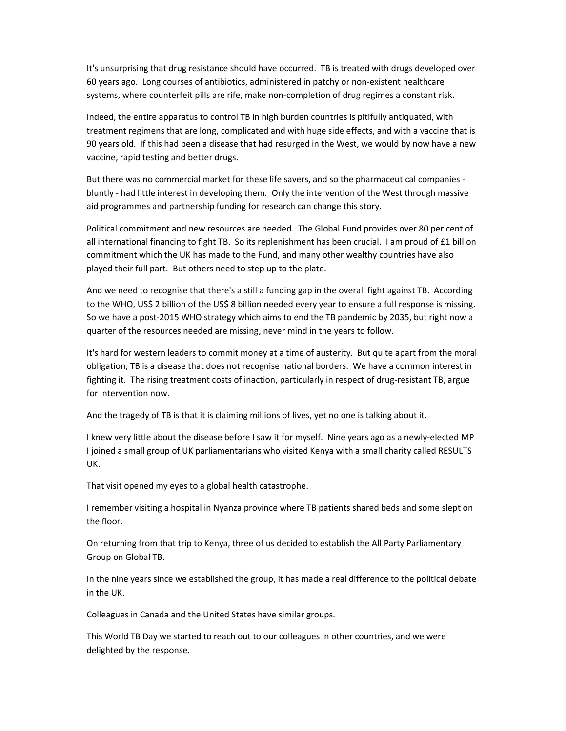It's unsurprising that drug resistance should have occurred. TB is treated with drugs developed over 60 years ago. Long courses of antibiotics, administered in patchy or non-existent healthcare systems, where counterfeit pills are rife, make non-completion of drug regimes a constant risk.

Indeed, the entire apparatus to control TB in high burden countries is pitifully antiquated, with treatment regimens that are long, complicated and with huge side effects, and with a vaccine that is 90 years old. If this had been a disease that had resurged in the West, we would by now have a new vaccine, rapid testing and better drugs.

But there was no commercial market for these life savers, and so the pharmaceutical companies - bluntly - had little interest in developing them. Only the intervention of the West through massive aid programmes and partnership funding for research can change this story.

Political commitment and new resources are needed. The Global Fund provides over 80 per cent of all international financing to fight TB. So its replenishment has been crucial. I am proud of £1 billion commitment which the UK has made to the Fund, and many other wealthy countries have also played their full part. But others need to step up to the plate.

And we need to recognise that there's a still a funding gap in the overall fight against TB. According to the WHO, US$ 2 billion of the US$ 8 billion needed every year to ensure a full response is missing. So we have a post-2015 WHO strategy which aims to end the TB pandemic by 2035, but right now a quarter of the resources needed are missing, never mind in the years to follow.

It's hard for western leaders to commit money at a time of austerity. But quite apart from the moral obligation, TB is a disease that does not recognise national borders. We have a common interest in fighting it. The rising treatment costs of inaction, particularly in respect of drug-resistant TB, argue for intervention now.

And the tragedy of TB is that it is claiming millions of lives, yet no one is talking about it.

I knew very little about the disease before I saw it for myself. Nine years ago as a newly-elected MP I joined a small group of UK parliamentarians who visited Kenya with a small charity called RESULTS UK.

That visit opened my eyes to a global health catastrophe.

I remember visiting a hospital in Nyanza province where TB patients shared beds and some slept on the floor.

On returning from that trip to Kenya, three of us decided to establish the All Party Parliamentary Group on Global TB.

In the nine years since we established the group, it has made a real difference to the political debate in the UK.

Colleagues in Canada and the United States have similar groups.

This World TB Day we started to reach out to our colleagues in other countries, and we were delighted by the response.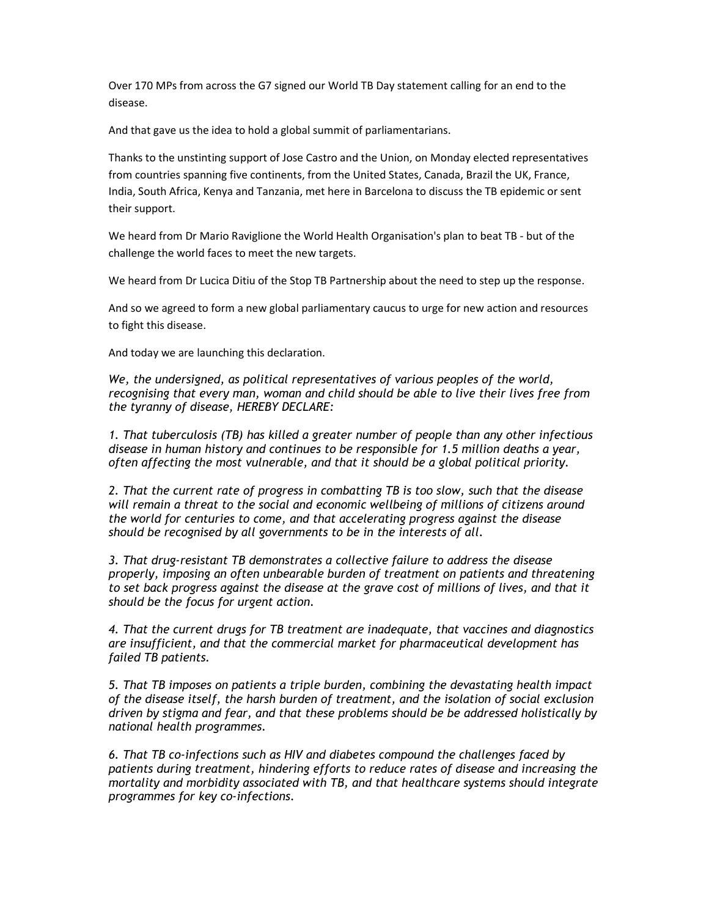Over 170 MPs from across the G7 signed our World TB Day statement calling for an end to the disease.

And that gave us the idea to hold a global summit of parliamentarians.

Thanks to the unstinting support of Jose Castro and the Union, on Monday elected representatives from countries spanning five continents, from the United States, Canada, Brazil the UK, France, India, South Africa, Kenya and Tanzania, met here in Barcelona to discuss the TB epidemic or sent their support.

We heard from Dr Mario Raviglione the World Health Organisation's plan to beat TB - but of the challenge the world faces to meet the new targets.

We heard from Dr Lucica Ditiu of the Stop TB Partnership about the need to step up the response.

And so we agreed to form a new global parliamentary caucus to urge for new action and resources to fight this disease.

And today we are launching this declaration.

*We, the undersigned, as political representatives of various peoples of the world, recognising that every man, woman and child should be able to live their lives free from the tyranny of disease, HEREBY DECLARE:*

*1. That tuberculosis (TB) has killed a greater number of people than any other infectious disease in human history and continues to be responsible for 1.5 million deaths a year, often affecting the most vulnerable, and that it should be a global political priority.*

*2. That the current rate of progress in combatting TB is too slow, such that the disease will remain a threat to the social and economic wellbeing of millions of citizens around the world for centuries to come, and that accelerating progress against the disease should be recognised by all governments to be in the interests of all.*

*3. That drug-resistant TB demonstrates a collective failure to address the disease properly, imposing an often unbearable burden of treatment on patients and threatening to set back progress against the disease at the grave cost of millions of lives, and that it should be the focus for urgent action.*

*4. That the current drugs for TB treatment are inadequate, that vaccines and diagnostics are insufficient, and that the commercial market for pharmaceutical development has failed TB patients.*

*5. That TB imposes on patients a triple burden, combining the devastating health impact of the disease itself, the harsh burden of treatment, and the isolation of social exclusion driven by stigma and fear, and that these problems should be be addressed holistically by national health programmes.*

*6. That TB co-infections such as HIV and diabetes compound the challenges faced by patients during treatment, hindering efforts to reduce rates of disease and increasing the mortality and morbidity associated with TB, and that healthcare systems should integrate programmes for key co-infections.*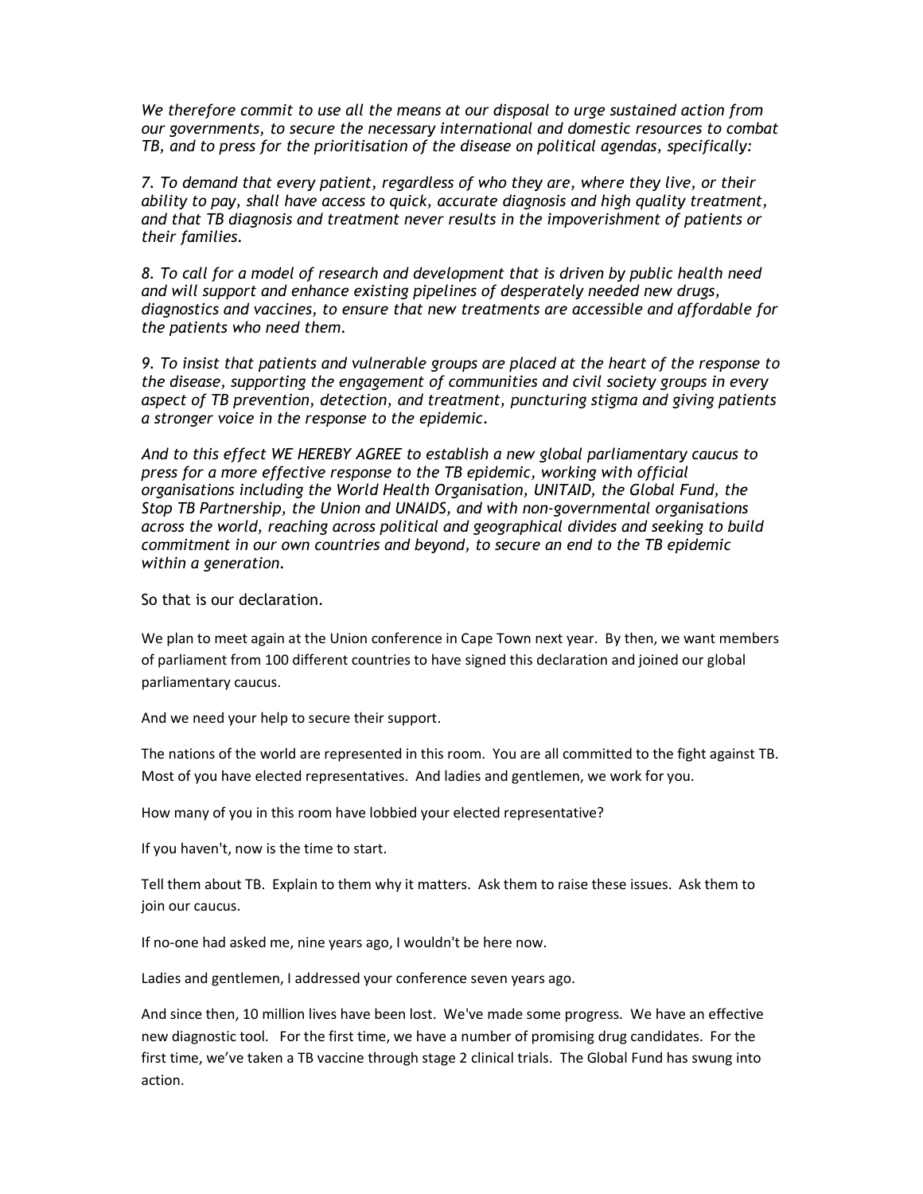*We therefore commit to use all the means at our disposal to urge sustained action from our governments, to secure the necessary international and domestic resources to combat TB, and to press for the prioritisation of the disease on political agendas, specifically:*

*7. To demand that every patient, regardless of who they are, where they live, or their ability to pay, shall have access to quick, accurate diagnosis and high quality treatment, and that TB diagnosis and treatment never results in the impoverishment of patients or their families.*

*8. To call for a model of research and development that is driven by public health need and will support and enhance existing pipelines of desperately needed new drugs, diagnostics and vaccines, to ensure that new treatments are accessible and affordable for the patients who need them.*

*9. To insist that patients and vulnerable groups are placed at the heart of the response to the disease, supporting the engagement of communities and civil society groups in every aspect of TB prevention, detection, and treatment, puncturing stigma and giving patients a stronger voice in the response to the epidemic.*

*And to this effect WE HEREBY AGREE to establish a new global parliamentary caucus to press for a more effective response to the TB epidemic, working with official organisations including the World Health Organisation, UNITAID, the Global Fund, the Stop TB Partnership, the Union and UNAIDS, and with non-governmental organisations across the world, reaching across political and geographical divides and seeking to build commitment in our own countries and beyond, to secure an end to the TB epidemic within a generation.*

So that is our declaration.

We plan to meet again at the Union conference in Cape Town next year. By then, we want members of parliament from 100 different countries to have signed this declaration and joined our global parliamentary caucus.

And we need your help to secure their support.

The nations of the world are represented in this room. You are all committed to the fight against TB. Most of you have elected representatives. And ladies and gentlemen, we work for you.

How many of you in this room have lobbied your elected representative?

If you haven't, now is the time to start.

Tell them about TB. Explain to them why it matters. Ask them to raise these issues. Ask them to join our caucus.

If no-one had asked me, nine years ago, I wouldn't be here now.

Ladies and gentlemen, I addressed your conference seven years ago.

And since then, 10 million lives have been lost. We've made some progress. We have an effective new diagnostic tool. For the first time, we have a number of promising drug candidates. For the first time, we've taken a TB vaccine through stage 2 clinical trials. The Global Fund has swung into action.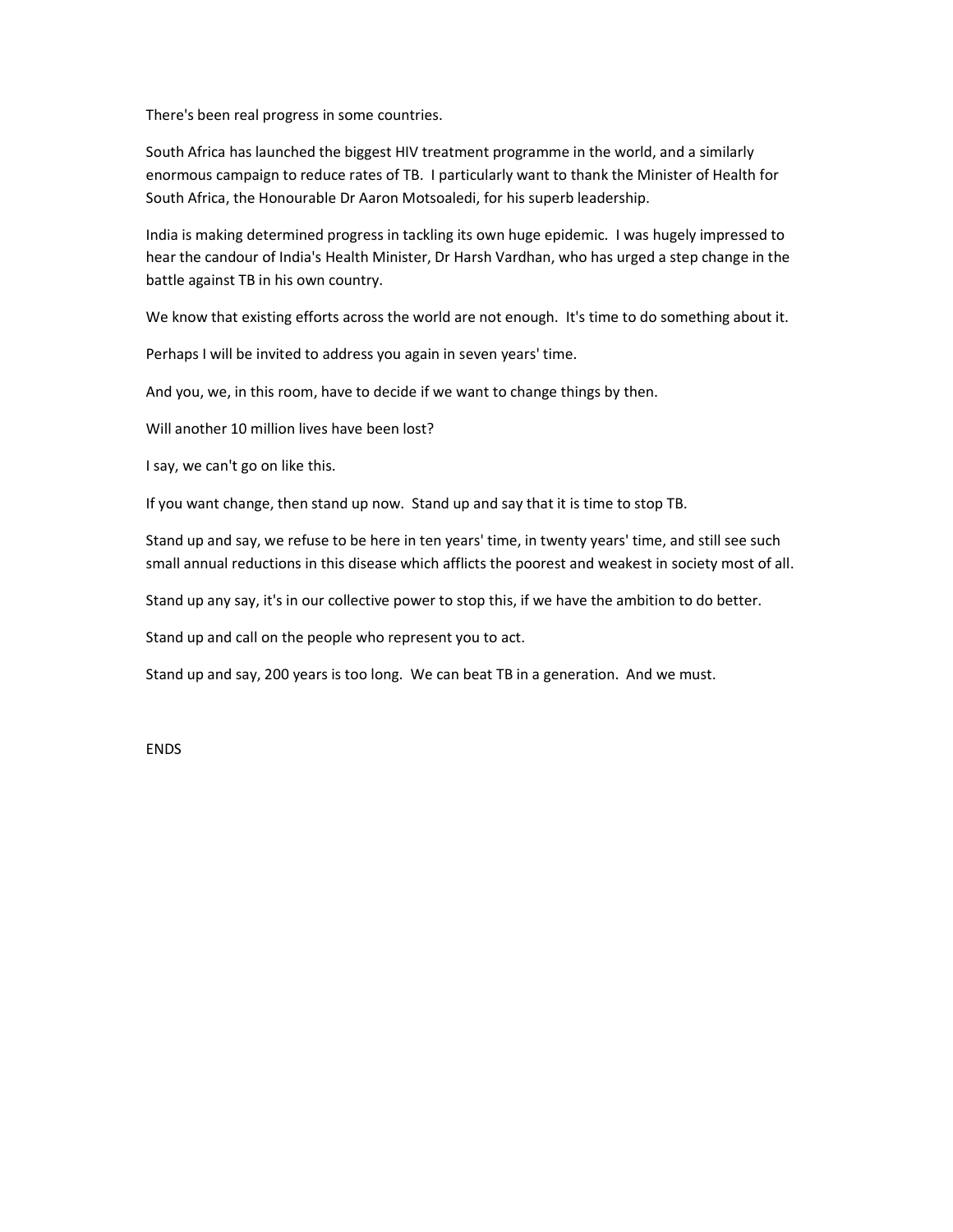There's been real progress in some countries.

South Africa has launched the biggest HIV treatment programme in the world, and a similarly enormous campaign to reduce rates of TB. I particularly want to thank the Minister of Health for South Africa, the Honourable Dr Aaron Motsoaledi, for his superb leadership.

India is making determined progress in tackling its own huge epidemic. I was hugely impressed to hear the candour of India's Health Minister, Dr Harsh Vardhan, who has urged a step change in the battle against TB in his own country.

We know that existing efforts across the world are not enough. It's time to do something about it.

Perhaps I will be invited to address you again in seven years' time.

And you, we, in this room, have to decide if we want to change things by then.

Will another 10 million lives have been lost?

I say, we can't go on like this.

If you want change, then stand up now. Stand up and say that it is time to stop TB.

Stand up and say, we refuse to be here in ten years' time, in twenty years' time, and still see such small annual reductions in this disease which afflicts the poorest and weakest in society most of all.

Stand up any say, it's in our collective power to stop this, if we have the ambition to do better.

Stand up and call on the people who represent you to act.

Stand up and say, 200 years is too long. We can beat TB in a generation. And we must.

ENDS